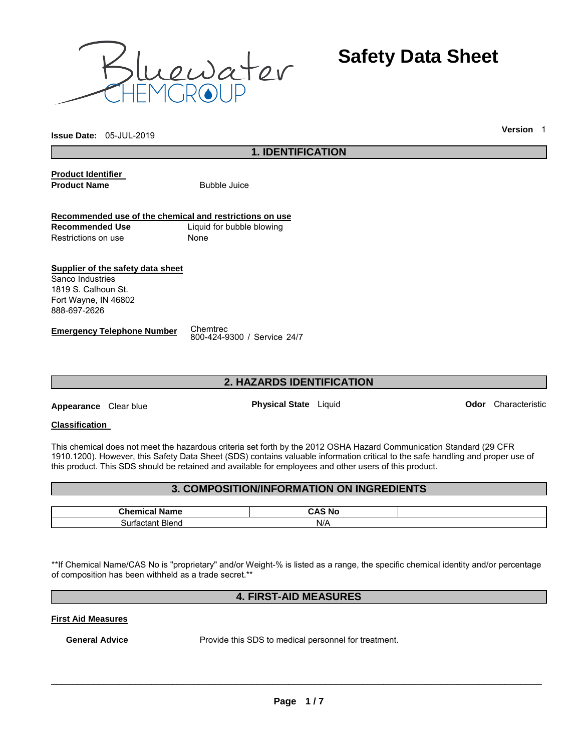Bluewater CHEMGROUP

# Safety Data Sheet

**Issue Date:** 05-JUL-2019

**Version** 1

## 1. IDENTIFICATION

**Product Identifier**

**Product Name** Bubble Juice

**Recommended use of the chemical and restrictions on use**

**Recommended Use** Liquid for bubble blowing

Restrictions on use None

**Supplier of the safety data sheet**

Sanco Industries
1819 S. Calhoun St.
Fort Wayne, IN 46802
888-697-2626

**Emergency Telephone Number** Chemtrec
800-424-9300 / Service 24/7

## 2. HAZARDS IDENTIFICATION

**Appearance** Clear blue **Physical State** Liquid **Odor** Characteristic

**Classification**

This chemical does not meet the hazardous criteria set forth by the 2012 OSHA Hazard Communication Standard (29 CFR 1910.1200). However, this Safety Data Sheet (SDS) contains valuable information critical to the safe handling and proper use of this product. This SDS should be retained and available for employees and other users of this product.

## 3. COMPOSITION/INFORMATION ON INGREDIENTS

| Chemical Name | CAS No | |
|---|---|---|
| Surfactant Blend | N/A | |

**If Chemical Name/CAS No is "proprietary" and/or Weight-% is listed as a range, the specific chemical identity and/or percentage of composition has been withheld as a trade secret.**

## 4. FIRST-AID MEASURES

**First Aid Measures**

**General Advice** Provide this SDS to medical personnel for treatment.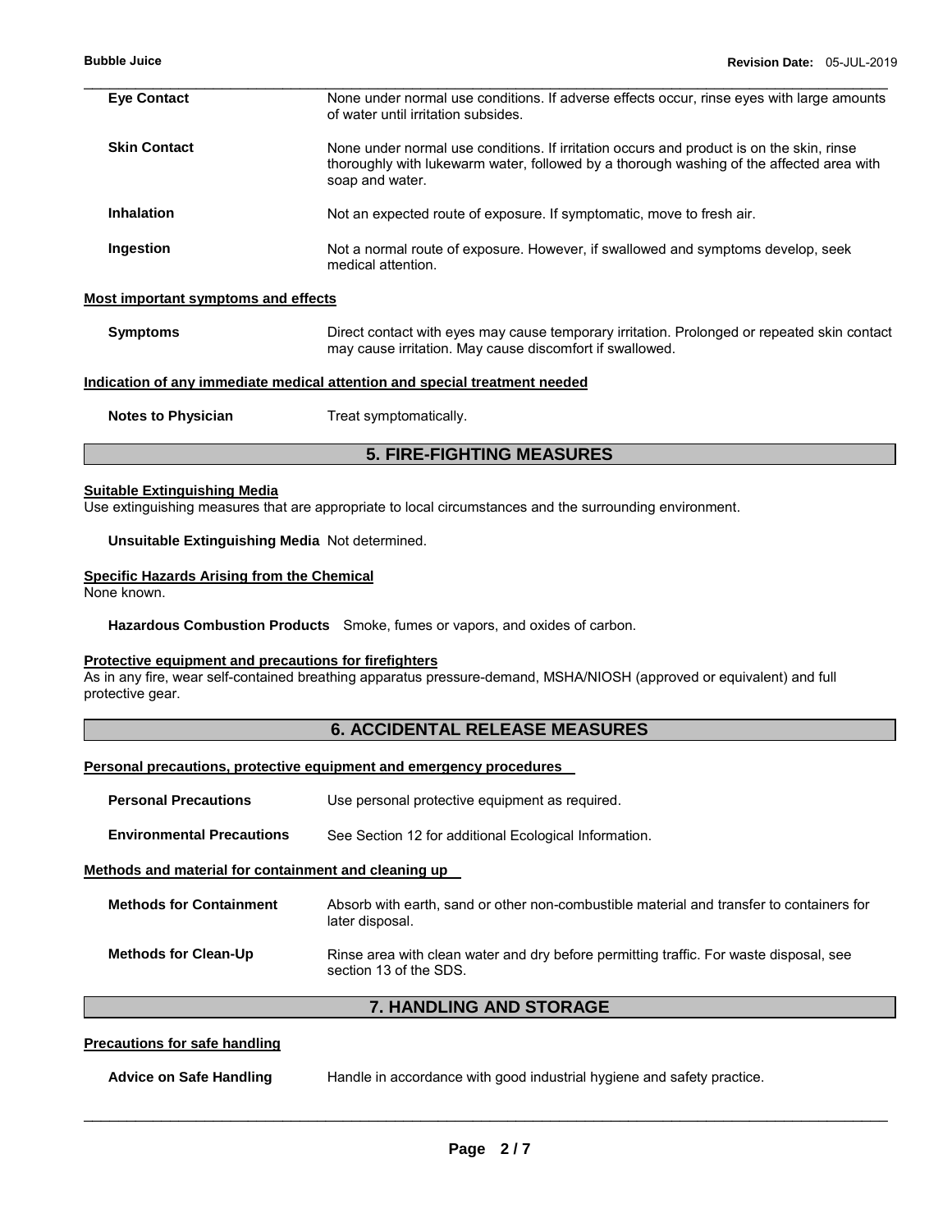| | |
|---|---|
| **Eye Contact** | None under normal use conditions. If adverse effects occur, rinse eyes with large amounts of water until irritation subsides. |
| **Skin Contact** | None under normal use conditions. If irritation occurs and product is on the skin, rinse thoroughly with lukewarm water, followed by a thorough washing of the affected area with soap and water. |
| **Inhalation** | Not an expected route of exposure. If symptomatic, move to fresh air. |
| **Ingestion** | Not a normal route of exposure. However, if swallowed and symptoms develop, seek medical attention. |

**Most important symptoms and effects**

| | |
|---|---|
| **Symptoms** | Direct contact with eyes may cause temporary irritation. Prolonged or repeated skin contact may cause irritation. May cause discomfort if swallowed. |

**Indication of any immediate medical attention and special treatment needed**

| | |
|---|---|
| **Notes to Physician** | Treat symptomatically. |

## 5. FIRE-FIGHTING MEASURES

**Suitable Extinguishing Media**

Use extinguishing measures that are appropriate to local circumstances and the surrounding environment.

**Unsuitable Extinguishing Media** Not determined.

**Specific Hazards Arising from the Chemical**

None known.

**Hazardous Combustion Products** Smoke, fumes or vapors, and oxides of carbon.

**Protective equipment and precautions for firefighters**

As in any fire, wear self-contained breathing apparatus pressure-demand, MSHA/NIOSH (approved or equivalent) and full protective gear.

## 6. ACCIDENTAL RELEASE MEASURES

**Personal precautions, protective equipment and emergency procedures**

| | |
|---|---|
| **Personal Precautions** | Use personal protective equipment as required. |
| **Environmental Precautions** | See Section 12 for additional Ecological Information. |

**Methods and material for containment and cleaning up**

| | |
|---|---|
| **Methods for Containment** | Absorb with earth, sand or other non-combustible material and transfer to containers for later disposal. |
| **Methods for Clean-Up** | Rinse area with clean water and dry before permitting traffic. For waste disposal, see section 13 of the SDS. |

## 7. HANDLING AND STORAGE

**Precautions for safe handling**

| | |
|---|---|
| **Advice on Safe Handling** | Handle in accordance with good industrial hygiene and safety practice. |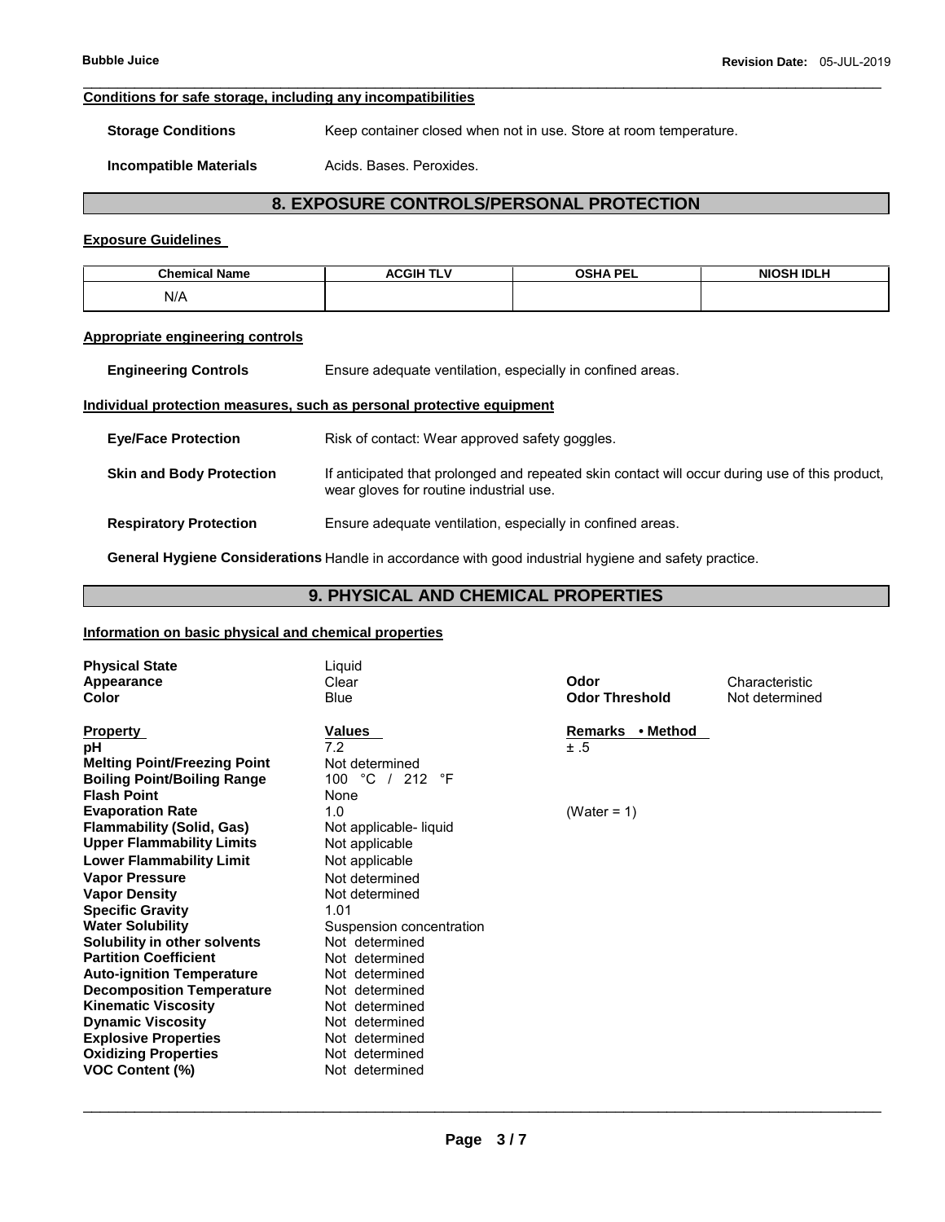**Conditions for safe storage, including any incompatibilities**

**Storage Conditions** Keep container closed when not in use. Store at room temperature.

**Incompatible Materials** Acids. Bases. Peroxides.

## 8. EXPOSURE CONTROLS/PERSONAL PROTECTION

**Exposure Guidelines**

| Chemical Name | ACGIH TLV | OSHA PEL | NIOSH IDLH |
|---|---|---|---|
| N/A | | | |

**Appropriate engineering controls**

**Engineering Controls** Ensure adequate ventilation, especially in confined areas.

**Individual protection measures, such as personal protective equipment**

**Eye/Face Protection** Risk of contact: Wear approved safety goggles.

**Skin and Body Protection** If anticipated that prolonged and repeated skin contact will occur during use of this product, wear gloves for routine industrial use.

**Respiratory Protection** Ensure adequate ventilation, especially in confined areas.

**General Hygiene Considerations** Handle in accordance with good industrial hygiene and safety practice.

## 9. PHYSICAL AND CHEMICAL PROPERTIES

**Information on basic physical and chemical properties**

| | | | |
|---|---|---|---|
| **Physical State** | Liquid | | |
| **Appearance** | Clear | **Odor** | Characteristic |
| **Color** | Blue | **Odor Threshold** | Not determined |

| **Property** | **Values** | **Remarks • Method** |
|---|---|---|
| **pH** | 7.2 | ± .5 |
| **Melting Point/Freezing Point** | Not determined | |
| **Boiling Point/Boiling Range** | 100 °C / 212 °F | |
| **Flash Point** | None | |
| **Evaporation Rate** | 1.0 | (Water = 1) |
| **Flammability (Solid, Gas)** | Not applicable- liquid | |
| **Upper Flammability Limits** | Not applicable | |
| **Lower Flammability Limit** | Not applicable | |
| **Vapor Pressure** | Not determined | |
| **Vapor Density** | Not determined | |
| **Specific Gravity** | 1.01 | |
| **Water Solubility** | Suspension concentration | |
| **Solubility in other solvents** | Not determined | |
| **Partition Coefficient** | Not determined | |
| **Auto-ignition Temperature** | Not determined | |
| **Decomposition Temperature** | Not determined | |
| **Kinematic Viscosity** | Not determined | |
| **Dynamic Viscosity** | Not determined | |
| **Explosive Properties** | Not determined | |
| **Oxidizing Properties** | Not determined | |
| **VOC Content (%)** | Not determined | |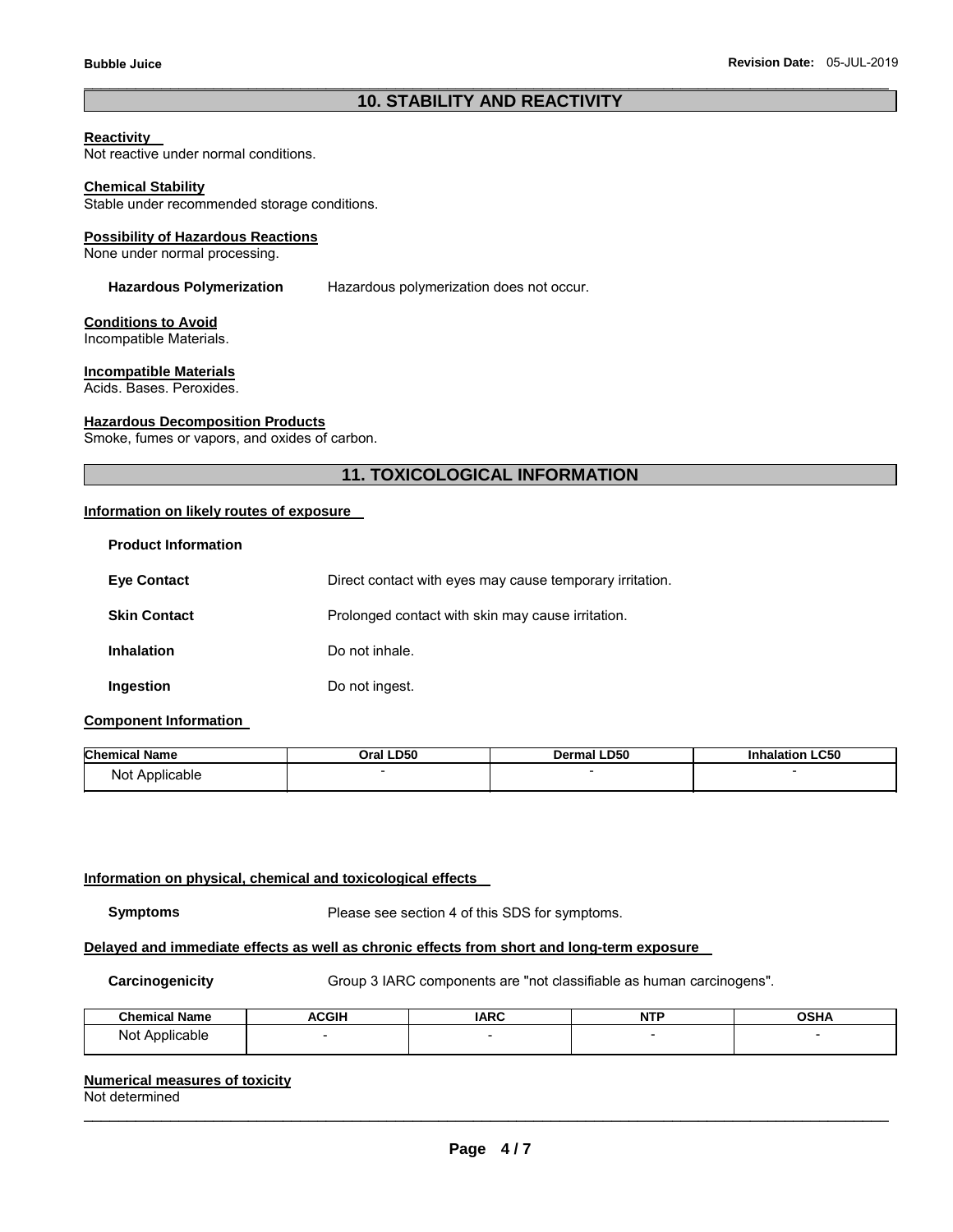## 10. STABILITY AND REACTIVITY

**Reactivity**
Not reactive under normal conditions.

**Chemical Stability**
Stable under recommended storage conditions.

**Possibility of Hazardous Reactions**
None under normal processing.

**Hazardous Polymerization** Hazardous polymerization does not occur.

**Conditions to Avoid**
Incompatible Materials.

**Incompatible Materials**
Acids. Bases. Peroxides.

**Hazardous Decomposition Products**
Smoke, fumes or vapors, and oxides of carbon.

## 11. TOXICOLOGICAL INFORMATION

**Information on likely routes of exposure**

**Product Information**

**Eye Contact** Direct contact with eyes may cause temporary irritation.

**Skin Contact** Prolonged contact with skin may cause irritation.

**Inhalation** Do not inhale.

**Ingestion** Do not ingest.

**Component Information**

| Chemical Name | Oral LD50 | Dermal LD50 | Inhalation LC50 |
|---|---|---|---|
| Not Applicable | - | - | - |

**Information on physical, chemical and toxicological effects**

**Symptoms** Please see section 4 of this SDS for symptoms.

**Delayed and immediate effects as well as chronic effects from short and long-term exposure**

**Carcinogenicity** Group 3 IARC components are "not classifiable as human carcinogens".

| Chemical Name | ACGIH | IARC | NTP | OSHA |
|---|---|---|---|---|
| Not Applicable | - | - | - | - |

**Numerical measures of toxicity**
Not determined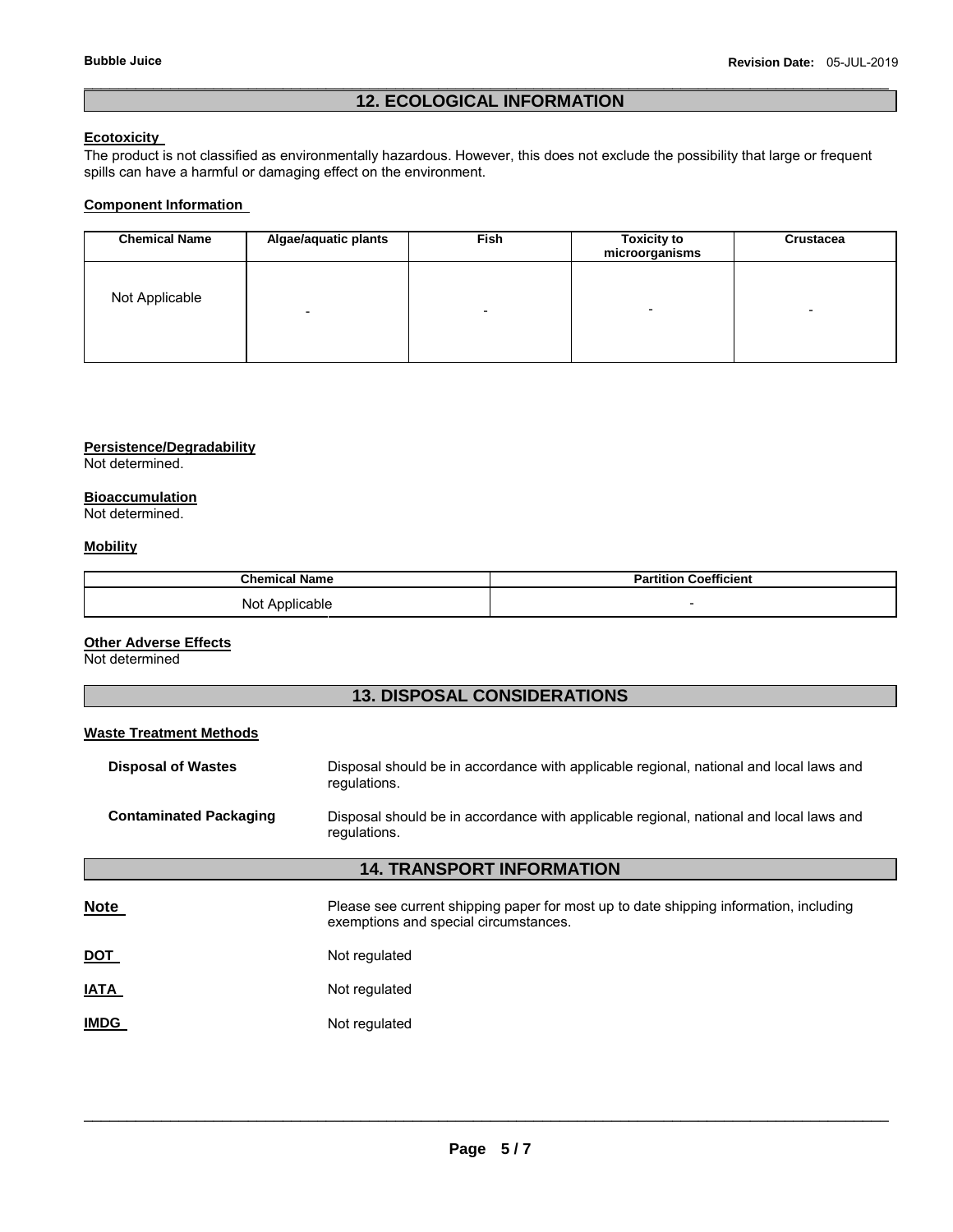## 12. ECOLOGICAL INFORMATION

**Ecotoxicity**

The product is not classified as environmentally hazardous. However, this does not exclude the possibility that large or frequent spills can have a harmful or damaging effect on the environment.

**Component Information**

| Chemical Name | Algae/aquatic plants | Fish | Toxicity to microorganisms | Crustacea |
|---|---|---|---|---|
| Not Applicable | - | - | - | - |

**Persistence/Degradability**

Not determined.

**Bioaccumulation**

Not determined.

**Mobility**

| Chemical Name | Partition Coefficient |
|---|---|
| Not Applicable | - |

**Other Adverse Effects**

Not determined

## 13. DISPOSAL CONSIDERATIONS

**Waste Treatment Methods**

**Disposal of Wastes** Disposal should be in accordance with applicable regional, national and local laws and regulations.

**Contaminated Packaging** Disposal should be in accordance with applicable regional, national and local laws and regulations.

## 14. TRANSPORT INFORMATION

**Note** Please see current shipping paper for most up to date shipping information, including exemptions and special circumstances.

**DOT** Not regulated

**IATA** Not regulated

**IMDG** Not regulated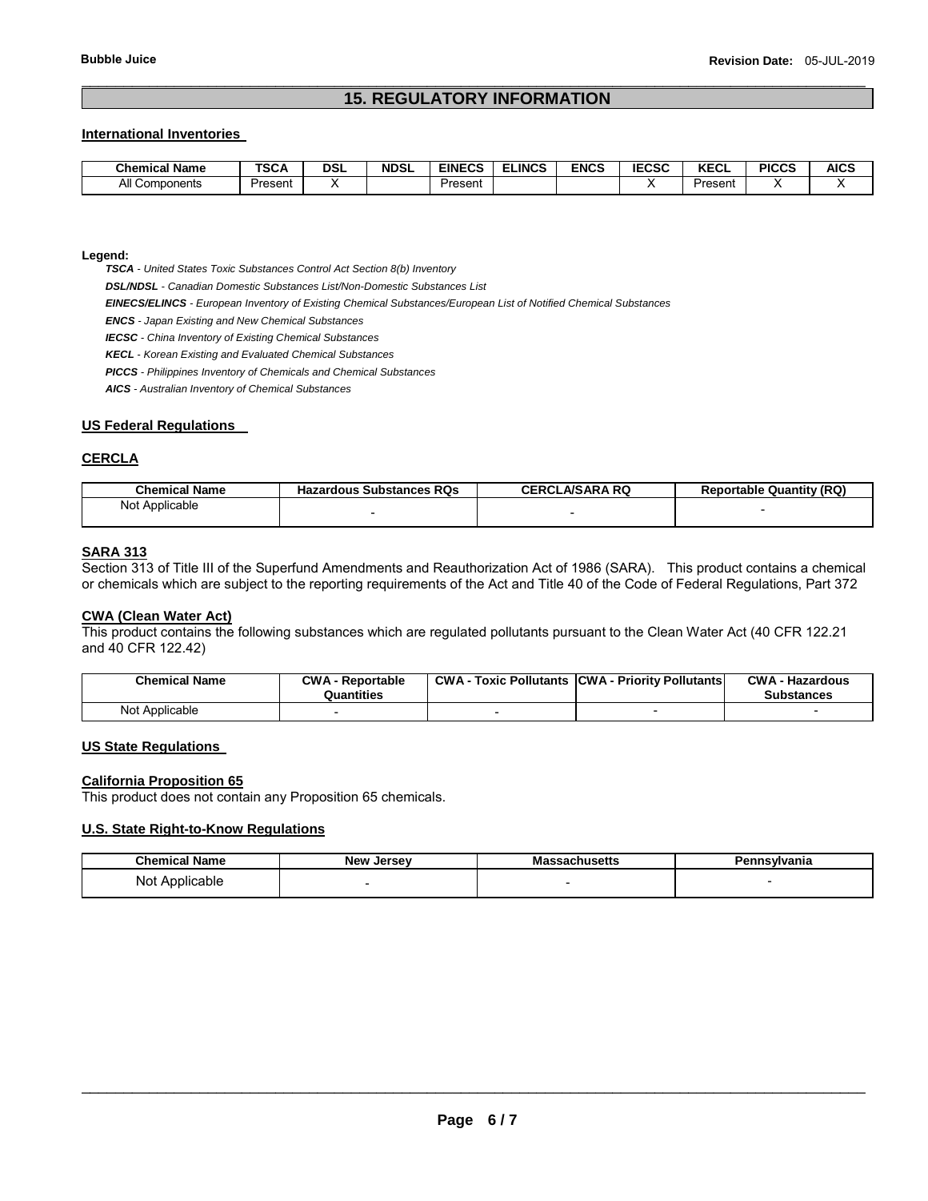## 15. REGULATORY INFORMATION

### International Inventories

| Chemical Name | TSCA | DSL | NDSL | EINECS | ELINCS | ENCS | IECSC | KECL | PICCS | AICS |
|---|---|---|---|---|---|---|---|---|---|---|
| All Components | Present | X | | Present | | | X | Present | X | X |

**Legend:**

***TSCA*** *- United States Toxic Substances Control Act Section 8(b) Inventory*

***DSL/NDSL*** *- Canadian Domestic Substances List/Non-Domestic Substances List*

***EINECS/ELINCS*** *- European Inventory of Existing Chemical Substances/European List of Notified Chemical Substances*

***ENCS*** *- Japan Existing and New Chemical Substances*

***IECSC*** *- China Inventory of Existing Chemical Substances*

***KECL*** *- Korean Existing and Evaluated Chemical Substances*

***PICCS*** *- Philippines Inventory of Chemicals and Chemical Substances*

***AICS*** *- Australian Inventory of Chemical Substances*

### US Federal Regulations

### CERCLA

| Chemical Name | Hazardous Substances RQs | CERCLA/SARA RQ | Reportable Quantity (RQ) |
|---|---|---|---|
| Not Applicable | - | - | - |

### SARA 313

Section 313 of Title III of the Superfund Amendments and Reauthorization Act of 1986 (SARA). This product contains a chemical or chemicals which are subject to the reporting requirements of the Act and Title 40 of the Code of Federal Regulations, Part 372

### CWA (Clean Water Act)

This product contains the following substances which are regulated pollutants pursuant to the Clean Water Act (40 CFR 122.21 and 40 CFR 122.42)

| Chemical Name | CWA - Reportable Quantities | CWA - Toxic Pollutants | CWA - Priority Pollutants | CWA - Hazardous Substances |
|---|---|---|---|---|
| Not Applicable | - | - | - | - |

### US State Regulations

### California Proposition 65

This product does not contain any Proposition 65 chemicals.

### U.S. State Right-to-Know Regulations

| Chemical Name | New Jersey | Massachusetts | Pennsylvania |
|---|---|---|---|
| Not Applicable | - | - | - |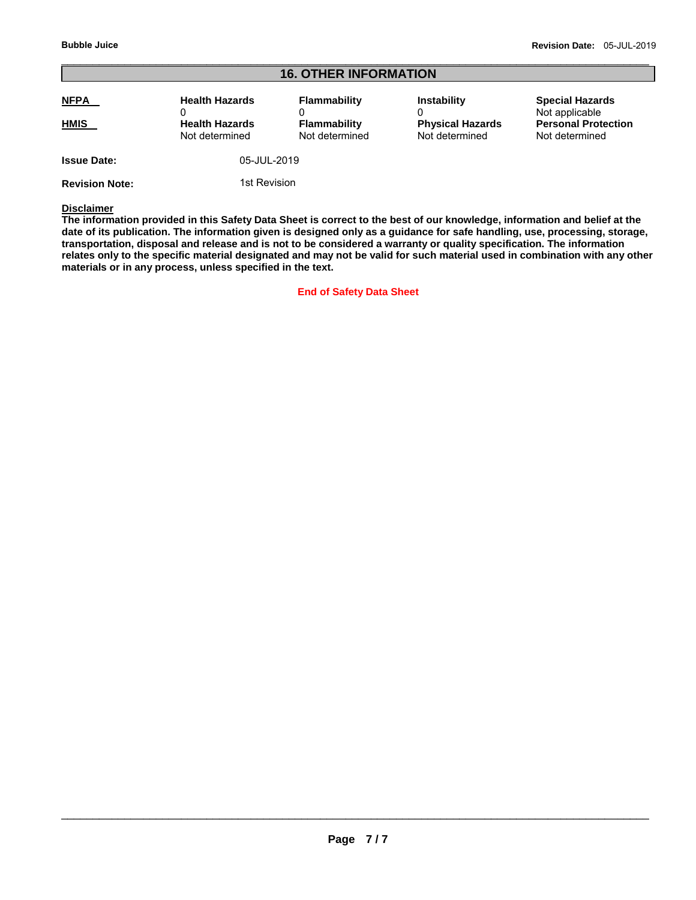## 16. OTHER INFORMATION

| | | | | |
|---|---|---|---|---|
| **NFPA** | **Health Hazards** 0 | **Flammability** 0 | **Instability** 0 | **Special Hazards** Not applicable |
| **HMIS** | **Health Hazards** Not determined | **Flammability** Not determined | **Physical Hazards** Not determined | **Personal Protection** Not determined |

**Issue Date:** 05-JUL-2019

**Revision Note:** 1st Revision

**Disclaimer**

**The information provided in this Safety Data Sheet is correct to the best of our knowledge, information and belief at the date of its publication. The information given is designed only as a guidance for safe handling, use, processing, storage, transportation, disposal and release and is not to be considered a warranty or quality specification. The information relates only to the specific material designated and may not be valid for such material used in combination with any other materials or in any process, unless specified in the text.**

**End of Safety Data Sheet**